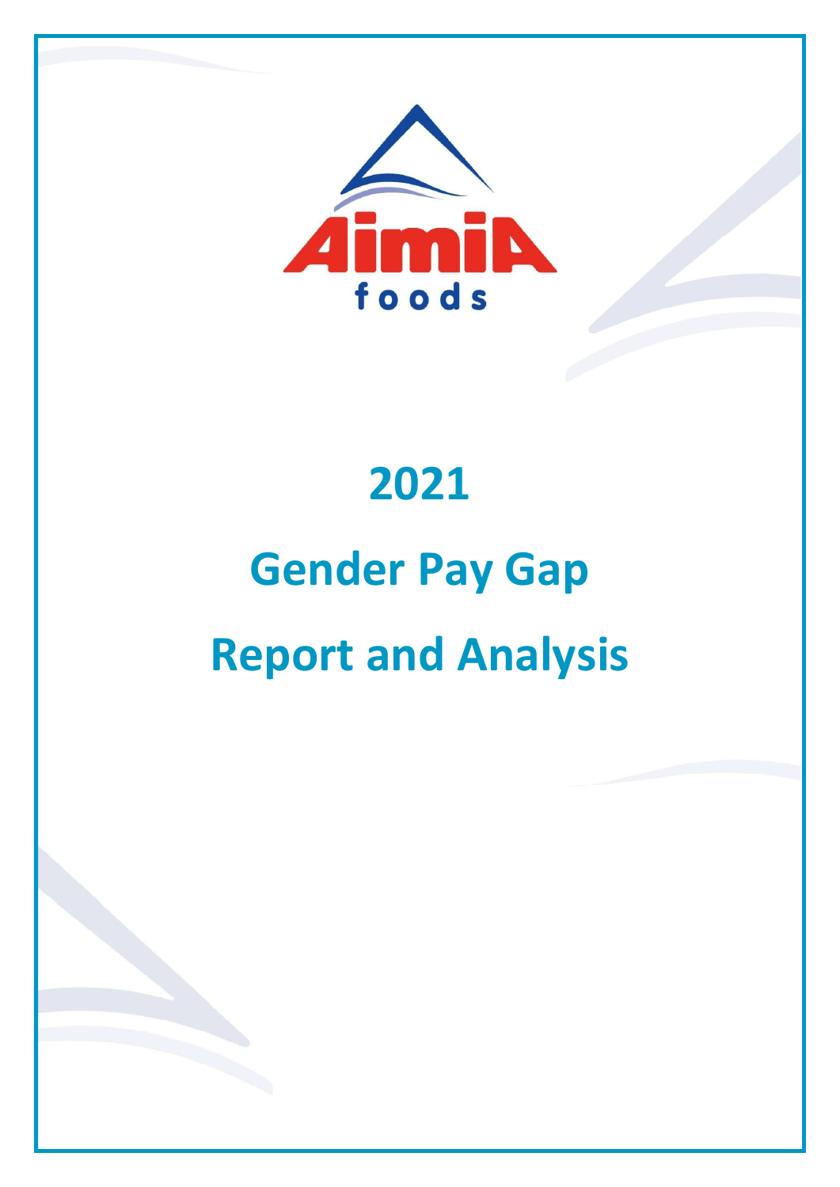# 2021

# Gender Pay Gap

# Report and Analysis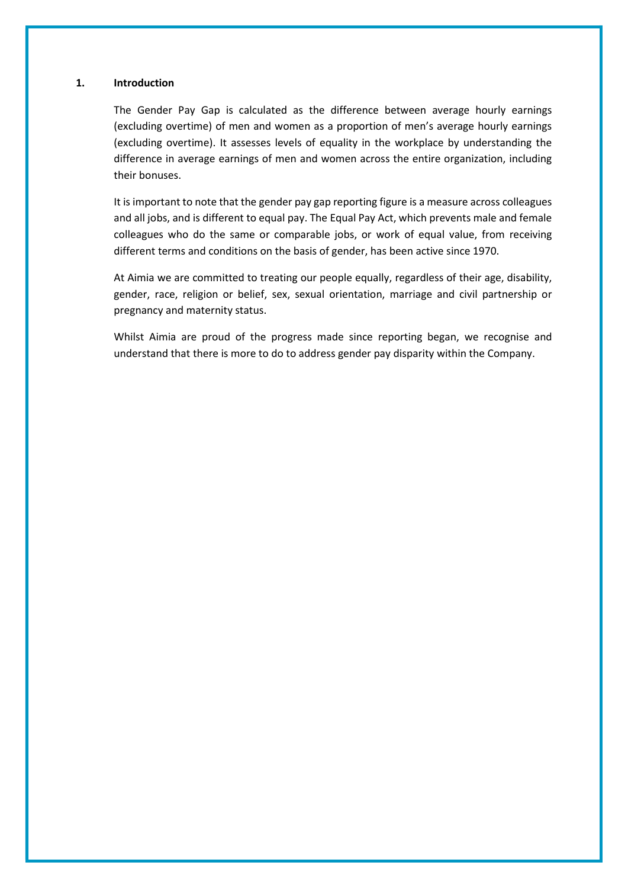## 1. Introduction

The Gender Pay Gap is calculated as the difference between average hourly earnings (excluding overtime) of men and women as a proportion of men's average hourly earnings (excluding overtime). It assesses levels of equality in the workplace by understanding the difference in average earnings of men and women across the entire organization, including their bonuses.

It is important to note that the gender pay gap reporting figure is a measure across colleagues and all jobs, and is different to equal pay. The Equal Pay Act, which prevents male and female colleagues who do the same or comparable jobs, or work of equal value, from receiving different terms and conditions on the basis of gender, has been active since 1970.

At Aimia we are committed to treating our people equally, regardless of their age, disability, gender, race, religion or belief, sex, sexual orientation, marriage and civil partnership or pregnancy and maternity status.

Whilst Aimia are proud of the progress made since reporting began, we recognise and understand that there is more to do to address gender pay disparity within the Company.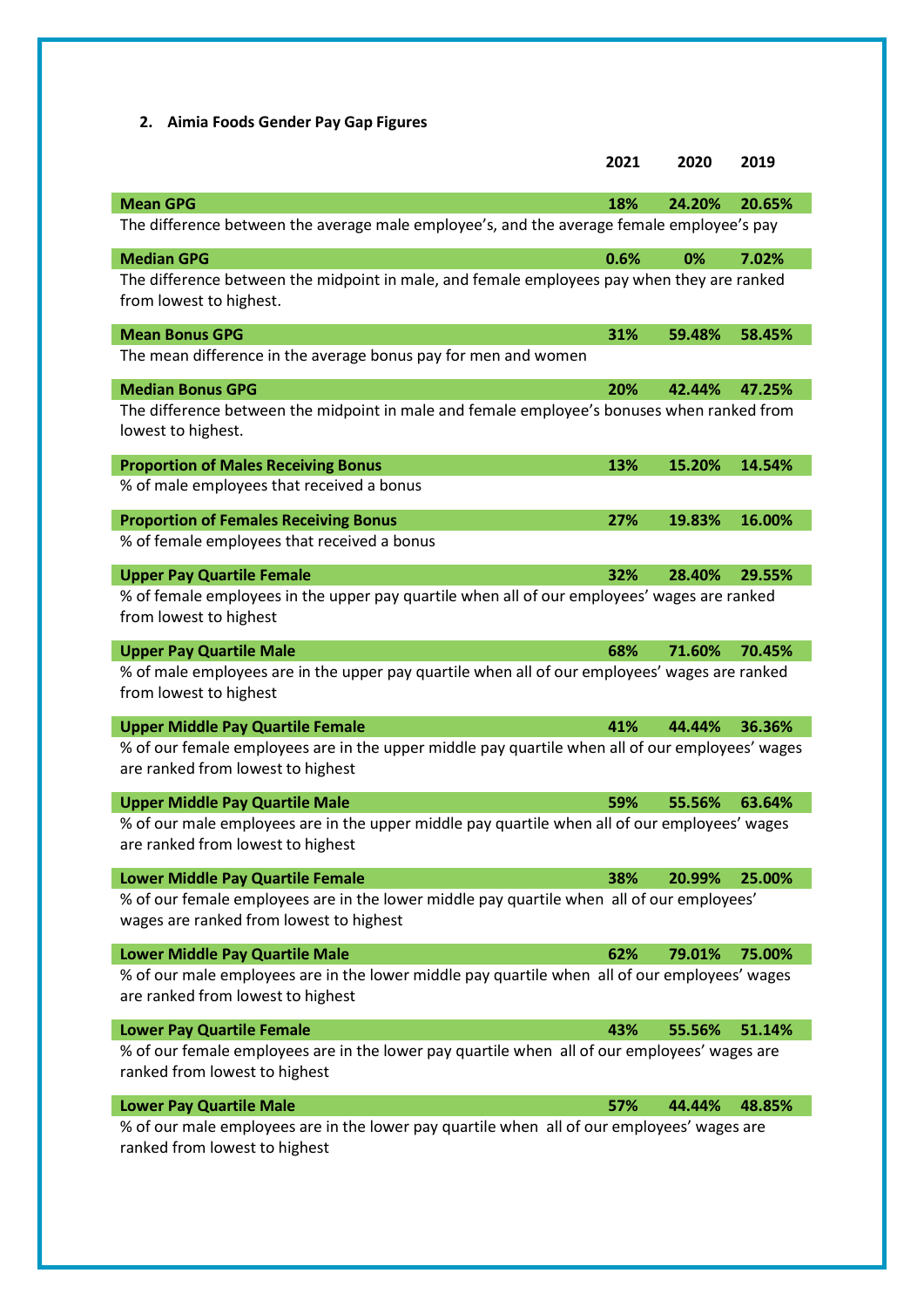## 2. Aimia Foods Gender Pay Gap Figures

| | 2021 | 2020 | 2019 |
|---|---|---|---|
| **Mean GPG** | **18%** | **24.20%** | **20.65%** |
| The difference between the average male employee's, and the average female employee's pay | | | |
| **Median GPG** | **0.6%** | **0%** | **7.02%** |
| The difference between the midpoint in male, and female employees pay when they are ranked from lowest to highest. | | | |
| **Mean Bonus GPG** | **31%** | **59.48%** | **58.45%** |
| The mean difference in the average bonus pay for men and women | | | |
| **Median Bonus GPG** | **20%** | **42.44%** | **47.25%** |
| The difference between the midpoint in male and female employee's bonuses when ranked from lowest to highest. | | | |
| **Proportion of Males Receiving Bonus** | **13%** | **15.20%** | **14.54%** |
| % of male employees that received a bonus | | | |
| **Proportion of Females Receiving Bonus** | **27%** | **19.83%** | **16.00%** |
| % of female employees that received a bonus | | | |
| **Upper Pay Quartile Female** | **32%** | **28.40%** | **29.55%** |
| % of female employees in the upper pay quartile when all of our employees' wages are ranked from lowest to highest | | | |
| **Upper Pay Quartile Male** | **68%** | **71.60%** | **70.45%** |
| % of male employees are in the upper pay quartile when all of our employees' wages are ranked from lowest to highest | | | |
| **Upper Middle Pay Quartile Female** | **41%** | **44.44%** | **36.36%** |
| % of our female employees are in the upper middle pay quartile when all of our employees' wages are ranked from lowest to highest | | | |
| **Upper Middle Pay Quartile Male** | **59%** | **55.56%** | **63.64%** |
| % of our male employees are in the upper middle pay quartile when all of our employees' wages are ranked from lowest to highest | | | |
| **Lower Middle Pay Quartile Female** | **38%** | **20.99%** | **25.00%** |
| % of our female employees are in the lower middle pay quartile when all of our employees' wages are ranked from lowest to highest | | | |
| **Lower Middle Pay Quartile Male** | **62%** | **79.01%** | **75.00%** |
| % of our male employees are in the lower middle pay quartile when all of our employees' wages are ranked from lowest to highest | | | |
| **Lower Pay Quartile Female** | **43%** | **55.56%** | **51.14%** |
| % of our female employees are in the lower pay quartile when all of our employees' wages are ranked from lowest to highest | | | |
| **Lower Pay Quartile Male** | **57%** | **44.44%** | **48.85%** |
| % of our male employees are in the lower pay quartile when all of our employees' wages are ranked from lowest to highest | | | |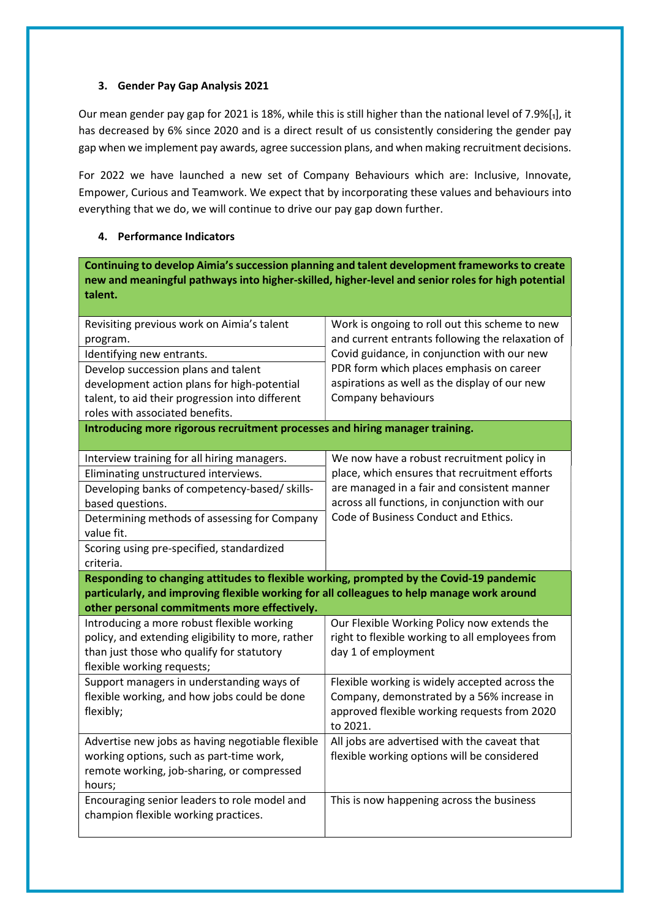### 3. Gender Pay Gap Analysis 2021

Our mean gender pay gap for 2021 is 18%, while this is still higher than the national level of 7.9%[1], it has decreased by 6% since 2020 and is a direct result of us consistently considering the gender pay gap when we implement pay awards, agree succession plans, and when making recruitment decisions.

For 2022 we have launched a new set of Company Behaviours which are: Inclusive, Innovate, Empower, Curious and Teamwork. We expect that by incorporating these values and behaviours into everything that we do, we will continue to drive our pay gap down further.

### 4. Performance Indicators

| **Continuing to develop Aimia's succession planning and talent development frameworks to create new and meaningful pathways into higher-skilled, higher-level and senior roles for high potential talent.** | |
|---|---|
| Revisiting previous work on Aimia's talent program. | Work is ongoing to roll out this scheme to new and current entrants following the relaxation of Covid guidance, in conjunction with our new PDR form which places emphasis on career aspirations as well as the display of our new Company behaviours |
| Identifying new entrants. | |
| Develop succession plans and talent development action plans for high-potential talent, to aid their progression into different roles with associated benefits. | |
| **Introducing more rigorous recruitment processes and hiring manager training.** | |
| Interview training for all hiring managers. | We now have a robust recruitment policy in place, which ensures that recruitment efforts are managed in a fair and consistent manner across all functions, in conjunction with our Code of Business Conduct and Ethics. |
| Eliminating unstructured interviews. | |
| Developing banks of competency-based/ skills-based questions. | |
| Determining methods of assessing for Company value fit. | |
| Scoring using pre-specified, standardized criteria. | |
| **Responding to changing attitudes to flexible working, prompted by the Covid-19 pandemic particularly, and improving flexible working for all colleagues to help manage work around other personal commitments more effectively.** | |
| Introducing a more robust flexible working policy, and extending eligibility to more, rather than just those who qualify for statutory flexible working requests; | Our Flexible Working Policy now extends the right to flexible working to all employees from day 1 of employment |
| Support managers in understanding ways of flexible working, and how jobs could be done flexibly; | Flexible working is widely accepted across the Company, demonstrated by a 56% increase in approved flexible working requests from 2020 to 2021. |
| Advertise new jobs as having negotiable flexible working options, such as part-time work, remote working, job-sharing, or compressed hours; | All jobs are advertised with the caveat that flexible working options will be considered |
| Encouraging senior leaders to role model and champion flexible working practices. | This is now happening across the business |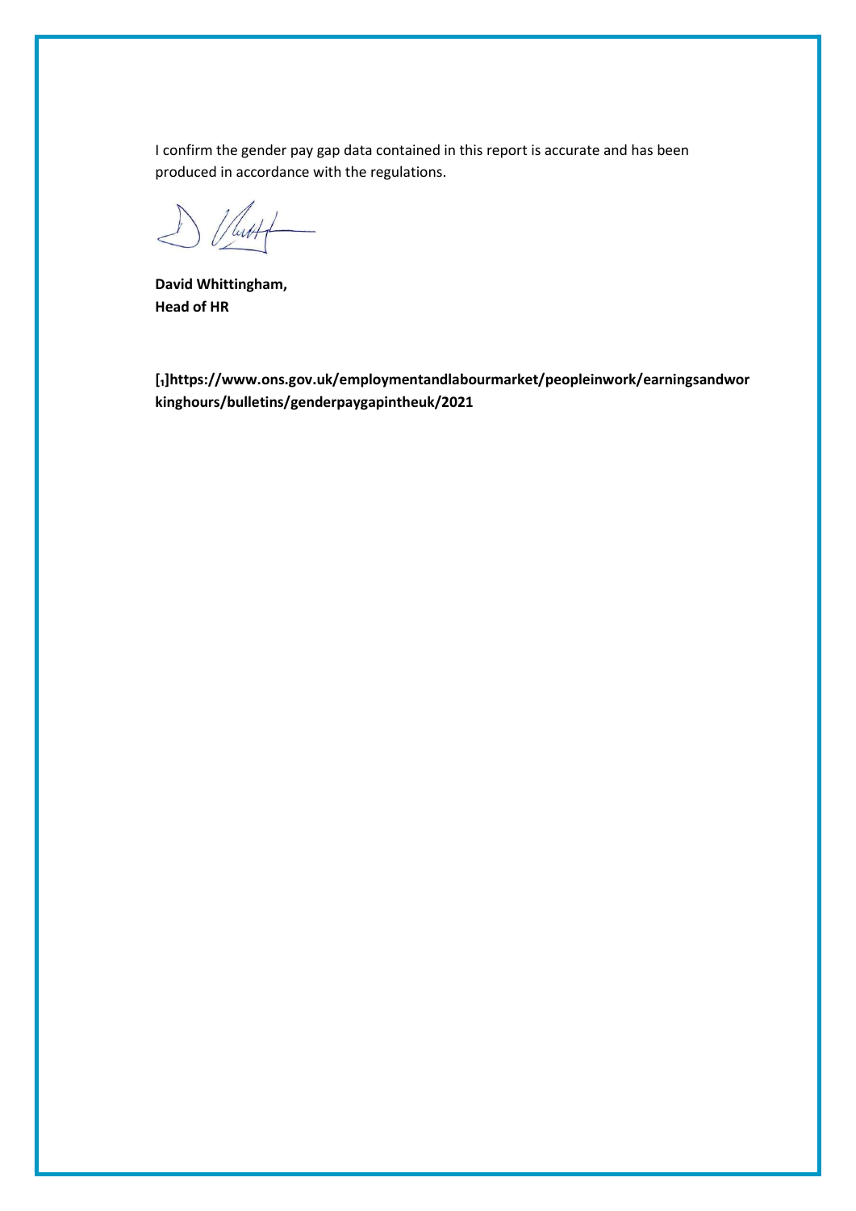I confirm the gender pay gap data contained in this report is accurate and has been produced in accordance with the regulations.

**David Whittingham,**
**Head of HR**

**[1]https://www.ons.gov.uk/employmentandlabourmarket/peopleinwork/earningsandworkinghours/bulletins/genderpaygapintheuk/2021**